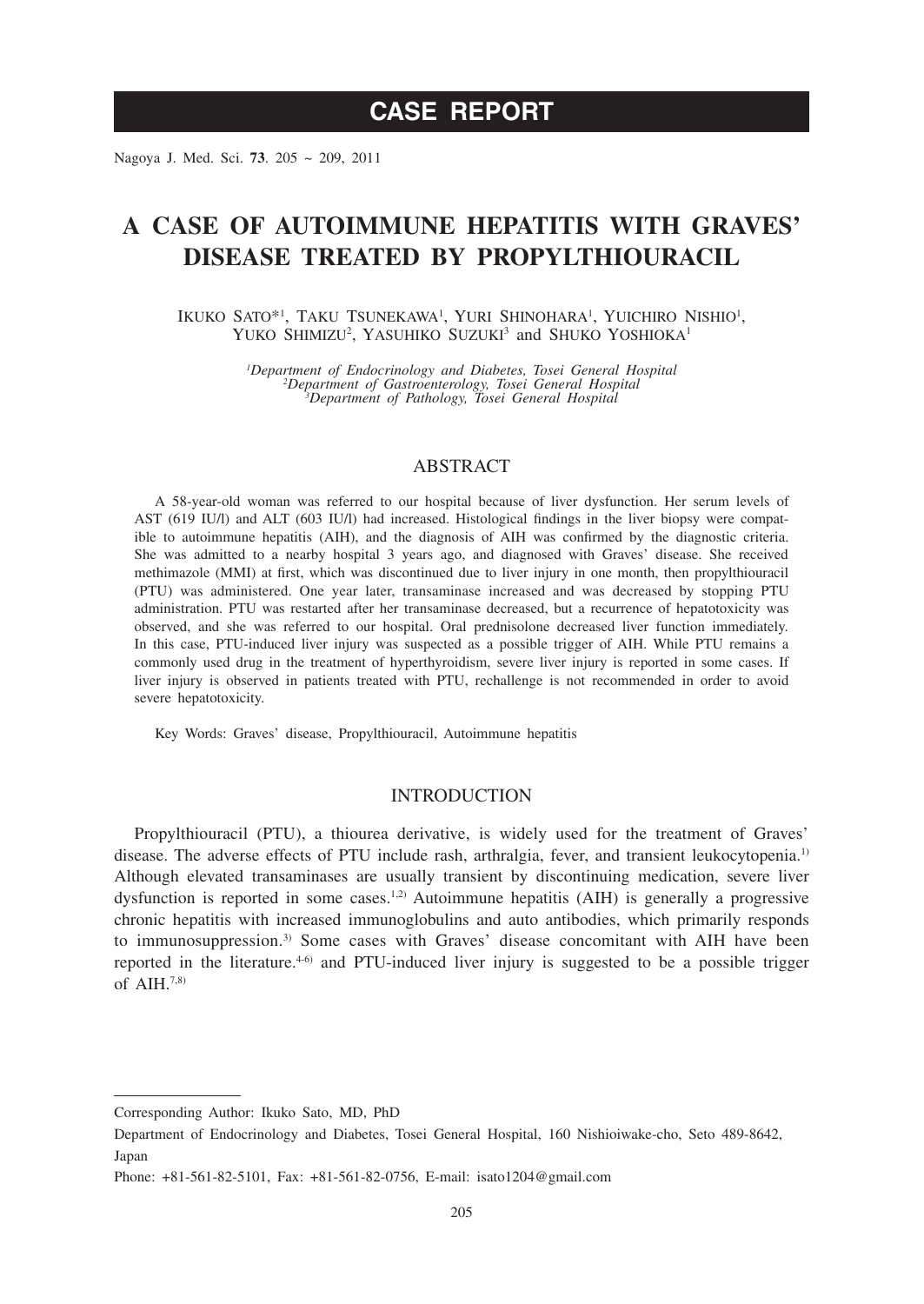# CASE REPORT

# A CASE OF AUTOIMMUNE HEPATITIS WITH GRAVES' DISEASE TREATED BY PROPYLTHIOURACIL

IKUKO SATO*[1], TAKU TSUNEKAWA[1], YURI SHINOHARA[1], YUICHIRO NISHIO[1], YUKO SHIMIZU[2], YASUHIKO SUZUKI[3] and SHUKO YOSHIOKA[1]

*[1]Department of Endocrinology and Diabetes, Tosei General Hospital*
*[2]Department of Gastroenterology, Tosei General Hospital*
*[3]Department of Pathology, Tosei General Hospital*

## ABSTRACT

A 58-year-old woman was referred to our hospital because of liver dysfunction. Her serum levels of AST (619 IU/l) and ALT (603 IU/l) had increased. Histological findings in the liver biopsy were compatible to autoimmune hepatitis (AIH), and the diagnosis of AIH was confirmed by the diagnostic criteria. She was admitted to a nearby hospital 3 years ago, and diagnosed with Graves' disease. She received methimazole (MMI) at first, which was discontinued due to liver injury in one month, then propylthiouracil (PTU) was administered. One year later, transaminase increased and was decreased by stopping PTU administration. PTU was restarted after her transaminase decreased, but a recurrence of hepatotoxicity was observed, and she was referred to our hospital. Oral prednisolone decreased liver function immediately. In this case, PTU-induced liver injury was suspected as a possible trigger of AIH. While PTU remains a commonly used drug in the treatment of hyperthyroidism, severe liver injury is reported in some cases. If liver injury is observed in patients treated with PTU, rechallenge is not recommended in order to avoid severe hepatotoxicity.

Key Words: Graves' disease, Propylthiouracil, Autoimmune hepatitis

## INTRODUCTION

Propylthiouracil (PTU), a thiourea derivative, is widely used for the treatment of Graves' disease. The adverse effects of PTU include rash, arthralgia, fever, and transient leukocytopenia.[1)] Although elevated transaminases are usually transient by discontinuing medication, severe liver dysfunction is reported in some cases.[1,2)] Autoimmune hepatitis (AIH) is generally a progressive chronic hepatitis with increased immunoglobulins and auto antibodies, which primarily responds to immunosuppression.[3)] Some cases with Graves' disease concomitant with AIH have been reported in the literature.[4-6)] and PTU-induced liver injury is suggested to be a possible trigger of AIH.[7,8)]

---

Corresponding Author: Ikuko Sato, MD, PhD

Department of Endocrinology and Diabetes, Tosei General Hospital, 160 Nishioiwake-cho, Seto 489-8642, Japan

Phone: +81-561-82-5101, Fax: +81-561-82-0756, E-mail: isato1204@gmail.com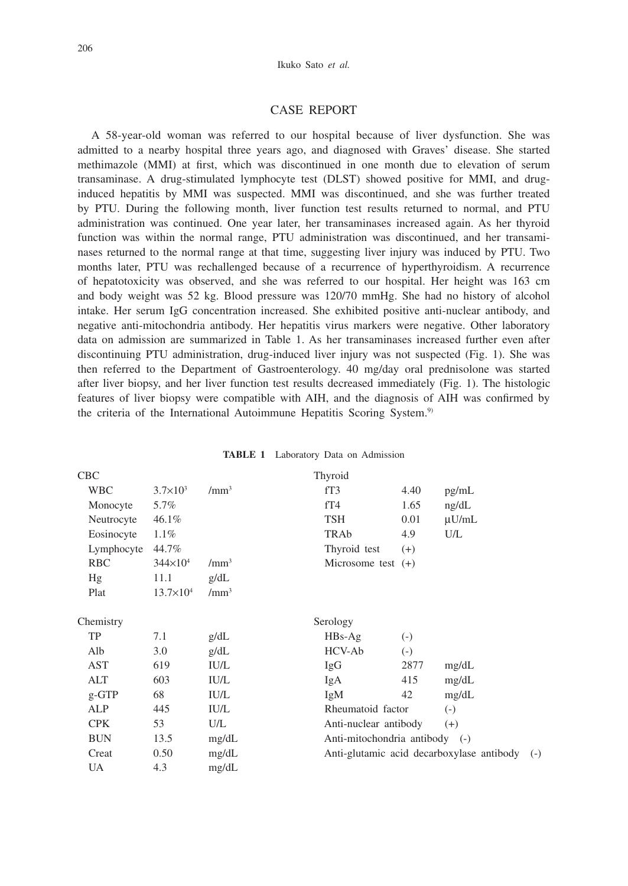## CASE REPORT

A 58-year-old woman was referred to our hospital because of liver dysfunction. She was admitted to a nearby hospital three years ago, and diagnosed with Graves' disease. She started methimazole (MMI) at first, which was discontinued in one month due to elevation of serum transaminase. A drug-stimulated lymphocyte test (DLST) showed positive for MMI, and drug-induced hepatitis by MMI was suspected. MMI was discontinued, and she was further treated by PTU. During the following month, liver function test results returned to normal, and PTU administration was continued. One year later, her transaminases increased again. As her thyroid function was within the normal range, PTU administration was discontinued, and her transaminases returned to the normal range at that time, suggesting liver injury was induced by PTU. Two months later, PTU was rechallenged because of a recurrence of hyperthyroidism. A recurrence of hepatotoxicity was observed, and she was referred to our hospital. Her height was 163 cm and body weight was 52 kg. Blood pressure was 120/70 mmHg. She had no history of alcohol intake. Her serum IgG concentration increased. She exhibited positive anti-nuclear antibody, and negative anti-mitochondria antibody. Her hepatitis virus markers were negative. Other laboratory data on admission are summarized in Table 1. As her transaminases increased further even after discontinuing PTU administration, drug-induced liver injury was not suspected (Fig. 1). She was then referred to the Department of Gastroenterology. 40 mg/day oral prednisolone was started after liver biopsy, and her liver function test results decreased immediately (Fig. 1). The histologic features of liver biopsy were compatible with AIH, and the diagnosis of AIH was confirmed by the criteria of the International Autoimmune Hepatitis Scoring System.[9]

**TABLE 1** Laboratory Data on Admission

| CBC | | | Thyroid | | |
|---|---|---|---|---|---|
| WBC | $3.7 \times 10^3$ | /mm$^3$ | fT3 | 4.40 | pg/mL |
| Monocyte | 5.7% | | fT4 | 1.65 | ng/dL |
| Neutrocyte | 46.1% | | TSH | 0.01 | μU/mL |
| Eosinocyte | 1.1% | | TRAb | 4.9 | U/L |
| Lymphocyte | 44.7% | | Thyroid test | (+) | |
| RBC | $344 \times 10^4$ | /mm$^3$ | Microsome test | (+) | |
| Hg | 11.1 | g/dL | | | |
| Plat | $13.7 \times 10^4$ | /mm$^3$ | | | |
| **Chemistry** | | | **Serology** | | |
| TP | 7.1 | g/dL | HBs-Ag | (-) | |
| Alb | 3.0 | g/dL | HCV-Ab | (-) | |
| AST | 619 | IU/L | IgG | 2877 | mg/dL |
| ALT | 603 | IU/L | IgA | 415 | mg/dL |
| g-GTP | 68 | IU/L | IgM | 42 | mg/dL |
| ALP | 445 | IU/L | Rheumatoid factor | (-) | |
| CPK | 53 | U/L | Anti-nuclear antibody | (+) | |
| BUN | 13.5 | mg/dL | Anti-mitochondria antibody | (-) | |
| Creat | 0.50 | mg/dL | Anti-glutamic acid decarboxylase antibody | (-) | |
| UA | 4.3 | mg/dL | | | |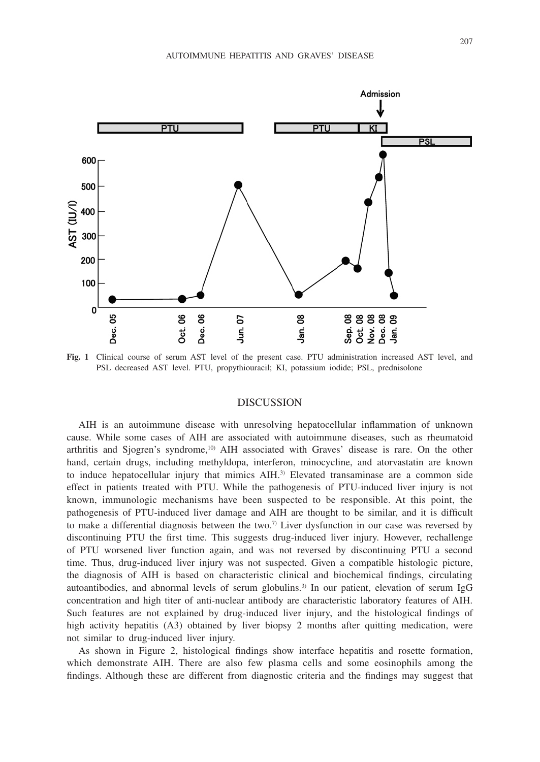**Fig. 1** Clinical course of serum AST level of the present case. PTU administration increased AST level, and PSL decreased AST level. PTU, propythiouracil; KI, potassium iodide; PSL, prednisolone

## DISCUSSION

AIH is an autoimmune disease with unresolving hepatocellular inflammation of unknown cause. While some cases of AIH are associated with autoimmune diseases, such as rheumatoid arthritis and Sjogren's syndrome,[10] AIH associated with Graves' disease is rare. On the other hand, certain drugs, including methyldopa, interferon, minocycline, and atorvastatin are known to induce hepatocellular injury that mimics AIH.[3] Elevated transaminase are a common side effect in patients treated with PTU. While the pathogenesis of PTU-induced liver injury is not known, immunologic mechanisms have been suspected to be responsible. At this point, the pathogenesis of PTU-induced liver damage and AIH are thought to be similar, and it is difficult to make a differential diagnosis between the two.[7] Liver dysfunction in our case was reversed by discontinuing PTU the first time. This suggests drug-induced liver injury. However, rechallenge of PTU worsened liver function again, and was not reversed by discontinuing PTU a second time. Thus, drug-induced liver injury was not suspected. Given a compatible histologic picture, the diagnosis of AIH is based on characteristic clinical and biochemical findings, circulating autoantibodies, and abnormal levels of serum globulins.[3] In our patient, elevation of serum IgG concentration and high titer of anti-nuclear antibody are characteristic laboratory features of AIH. Such features are not explained by drug-induced liver injury, and the histological findings of high activity hepatitis (A3) obtained by liver biopsy 2 months after quitting medication, were not similar to drug-induced liver injury.

As shown in Figure 2, histological findings show interface hepatitis and rosette formation, which demonstrate AIH. There are also few plasma cells and some eosinophils among the findings. Although these are different from diagnostic criteria and the findings may suggest that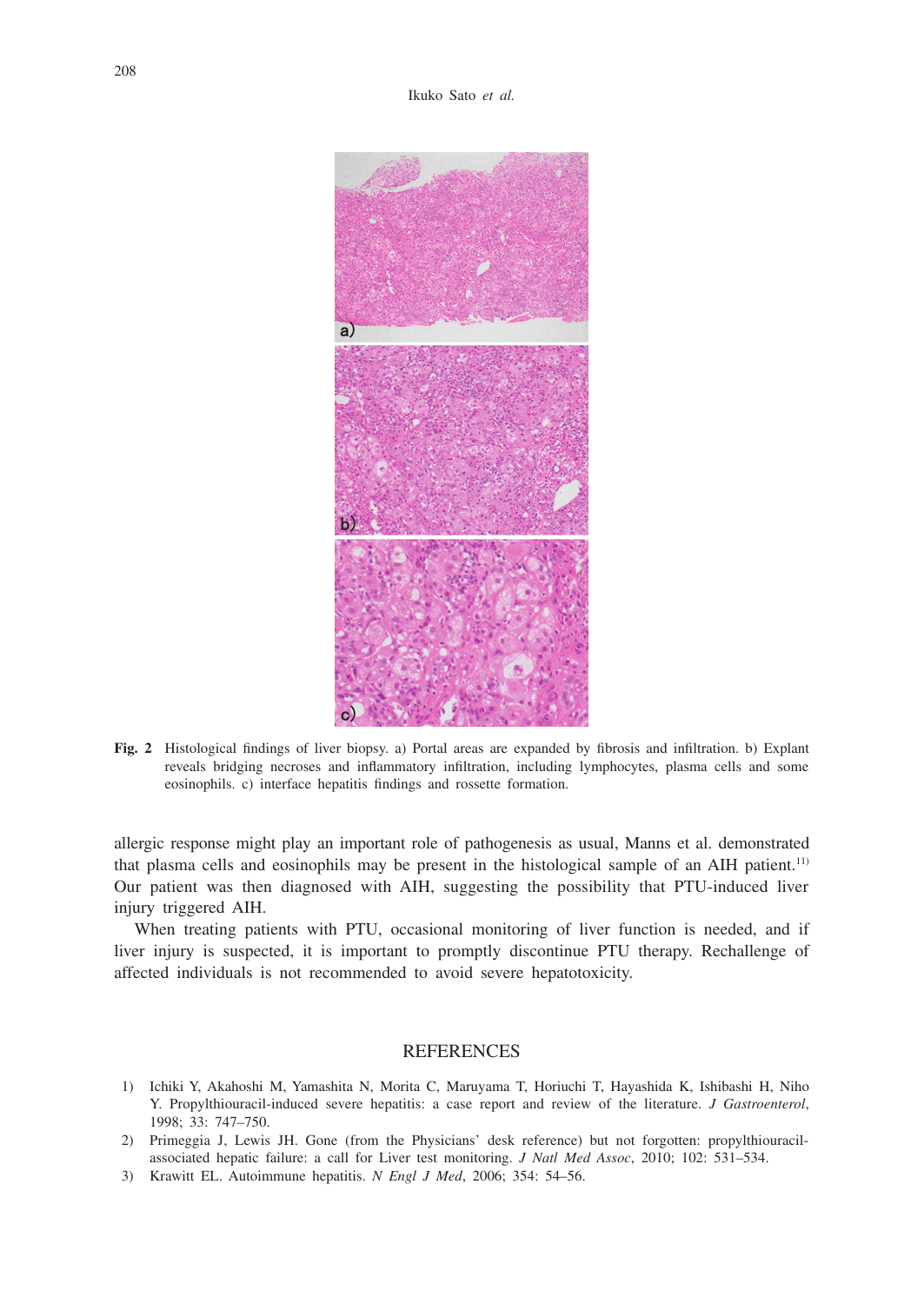Fig. 2 Histological findings of liver biopsy. a) Portal areas are expanded by fibrosis and infiltration. b) Explant reveals bridging necroses and inflammatory infiltration, including lymphocytes, plasma cells and some eosinophils. c) interface hepatitis findings and rossette formation.

allergic response might play an important role of pathogenesis as usual, Manns et al. demonstrated that plasma cells and eosinophils may be present in the histological sample of an AIH patient.[11] Our patient was then diagnosed with AIH, suggesting the possibility that PTU-induced liver injury triggered AIH.

When treating patients with PTU, occasional monitoring of liver function is needed, and if liver injury is suspected, it is important to promptly discontinue PTU therapy. Rechallenge of affected individuals is not recommended to avoid severe hepatotoxicity.

## REFERENCES

1) Ichiki Y, Akahoshi M, Yamashita N, Morita C, Maruyama T, Horiuchi T, Hayashida K, Ishibashi H, Niho Y. Propylthiouracil-induced severe hepatitis: a case report and review of the literature. *J Gastroenterol*, 1998; 33: 747–750.
2) Primeggia J, Lewis JH. Gone (from the Physicians' desk reference) but not forgotten: propylthiouracil-associated hepatic failure: a call for Liver test monitoring. *J Natl Med Assoc*, 2010; 102: 531–534.
3) Krawitt EL. Autoimmune hepatitis. *N Engl J Med*, 2006; 354: 54–56.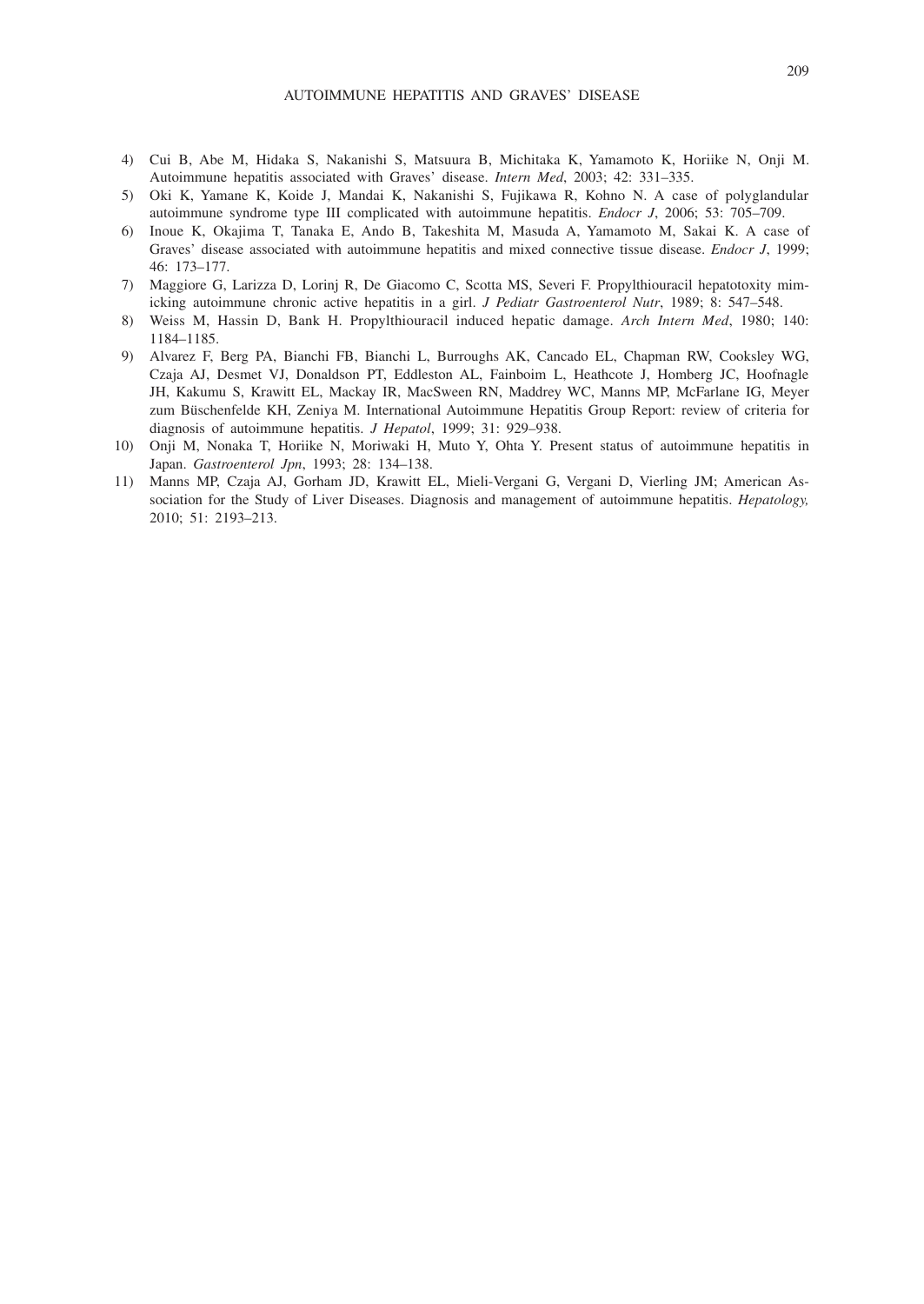4) Cui B, Abe M, Hidaka S, Nakanishi S, Matsuura B, Michitaka K, Yamamoto K, Horiike N, Onji M. Autoimmune hepatitis associated with Graves' disease. *Intern Med*, 2003; 42: 331–335.
5) Oki K, Yamane K, Koide J, Mandai K, Nakanishi S, Fujikawa R, Kohno N. A case of polyglandular autoimmune syndrome type III complicated with autoimmune hepatitis. *Endocr J*, 2006; 53: 705–709.
6) Inoue K, Okajima T, Tanaka E, Ando B, Takeshita M, Masuda A, Yamamoto M, Sakai K. A case of Graves' disease associated with autoimmune hepatitis and mixed connective tissue disease. *Endocr J*, 1999; 46: 173–177.
7) Maggiore G, Larizza D, Lorinj R, De Giacomo C, Scotta MS, Severi F. Propylthiouracil hepatotoxity mimicking autoimmune chronic active hepatitis in a girl. *J Pediatr Gastroenterol Nutr*, 1989; 8: 547–548.
8) Weiss M, Hassin D, Bank H. Propylthiouracil induced hepatic damage. *Arch Intern Med*, 1980; 140: 1184–1185.
9) Alvarez F, Berg PA, Bianchi FB, Bianchi L, Burroughs AK, Cancado EL, Chapman RW, Cooksley WG, Czaja AJ, Desmet VJ, Donaldson PT, Eddleston AL, Fainboim L, Heathcote J, Homberg JC, Hoofnagle JH, Kakumu S, Krawitt EL, Mackay IR, MacSween RN, Maddrey WC, Manns MP, McFarlane IG, Meyer zum Büschenfelde KH, Zeniya M. International Autoimmune Hepatitis Group Report: review of criteria for diagnosis of autoimmune hepatitis. *J Hepatol*, 1999; 31: 929–938.
10) Onji M, Nonaka T, Horiike N, Moriwaki H, Muto Y, Ohta Y. Present status of autoimmune hepatitis in Japan. *Gastroenterol Jpn*, 1993; 28: 134–138.
11) Manns MP, Czaja AJ, Gorham JD, Krawitt EL, Mieli-Vergani G, Vergani D, Vierling JM; American Association for the Study of Liver Diseases. Diagnosis and management of autoimmune hepatitis. *Hepatology,* 2010; 51: 2193–213.